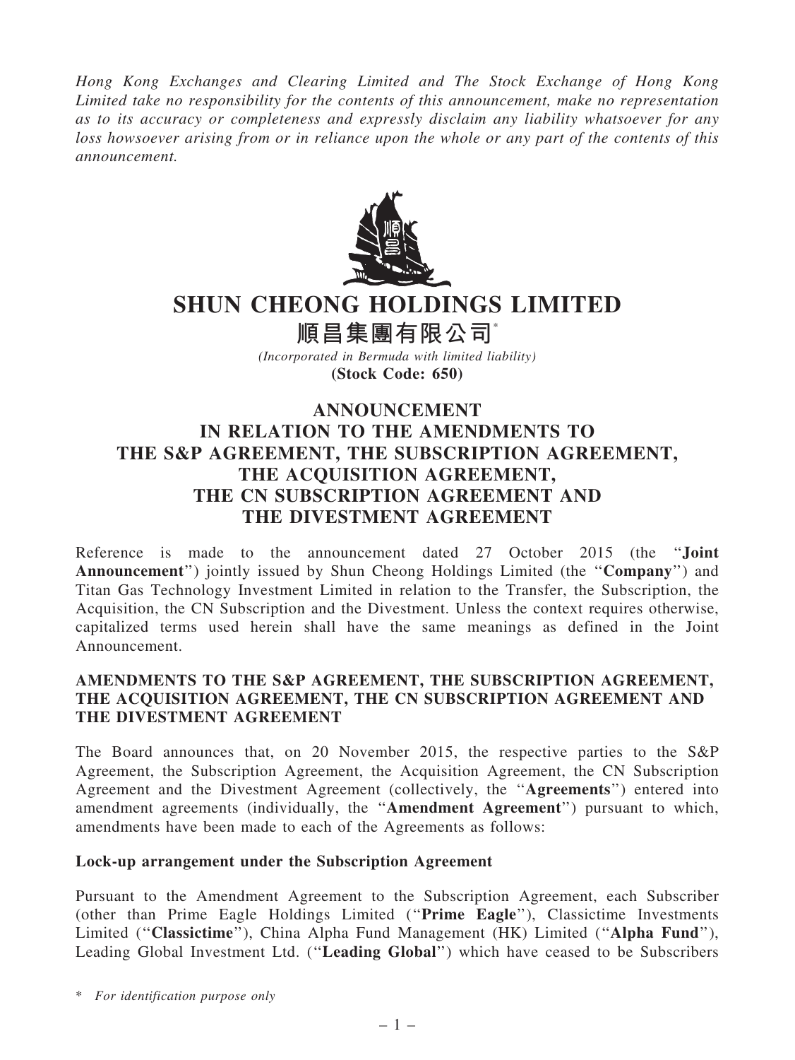*Hong Kong Exchanges and Clearing Limited and The Stock Exchange of Hong Kong Limited take no responsibility for the contents of this announcement, make no representation as to its accuracy or completeness and expressly disclaim any liability whatsoever for any loss howsoever arising from or in reliance upon the whole or any part of the contents of this announcement.*

# SHUN CHEONG HOLDINGS LIMITED

# 順昌集團有限公司*

*(Incorporated in Bermuda with limited liability)*

**(Stock Code: 650)**

## ANNOUNCEMENT IN RELATION TO THE AMENDMENTS TO THE S&P AGREEMENT, THE SUBSCRIPTION AGREEMENT, THE ACQUISITION AGREEMENT, THE CN SUBSCRIPTION AGREEMENT AND THE DIVESTMENT AGREEMENT

Reference is made to the announcement dated 27 October 2015 (the "**Joint Announcement**") jointly issued by Shun Cheong Holdings Limited (the "**Company**") and Titan Gas Technology Investment Limited in relation to the Transfer, the Subscription, the Acquisition, the CN Subscription and the Divestment. Unless the context requires otherwise, capitalized terms used herein shall have the same meanings as defined in the Joint Announcement.

### AMENDMENTS TO THE S&P AGREEMENT, THE SUBSCRIPTION AGREEMENT, THE ACQUISITION AGREEMENT, THE CN SUBSCRIPTION AGREEMENT AND THE DIVESTMENT AGREEMENT

The Board announces that, on 20 November 2015, the respective parties to the S&P Agreement, the Subscription Agreement, the Acquisition Agreement, the CN Subscription Agreement and the Divestment Agreement (collectively, the "**Agreements**") entered into amendment agreements (individually, the "**Amendment Agreement**") pursuant to which, amendments have been made to each of the Agreements as follows:

**Lock-up arrangement under the Subscription Agreement**

Pursuant to the Amendment Agreement to the Subscription Agreement, each Subscriber (other than Prime Eagle Holdings Limited ("**Prime Eagle**"), Classictime Investments Limited ("**Classictime**"), China Alpha Fund Management (HK) Limited ("**Alpha Fund**"), Leading Global Investment Ltd. ("**Leading Global**") which have ceased to be Subscribers

\* *For identification purpose only*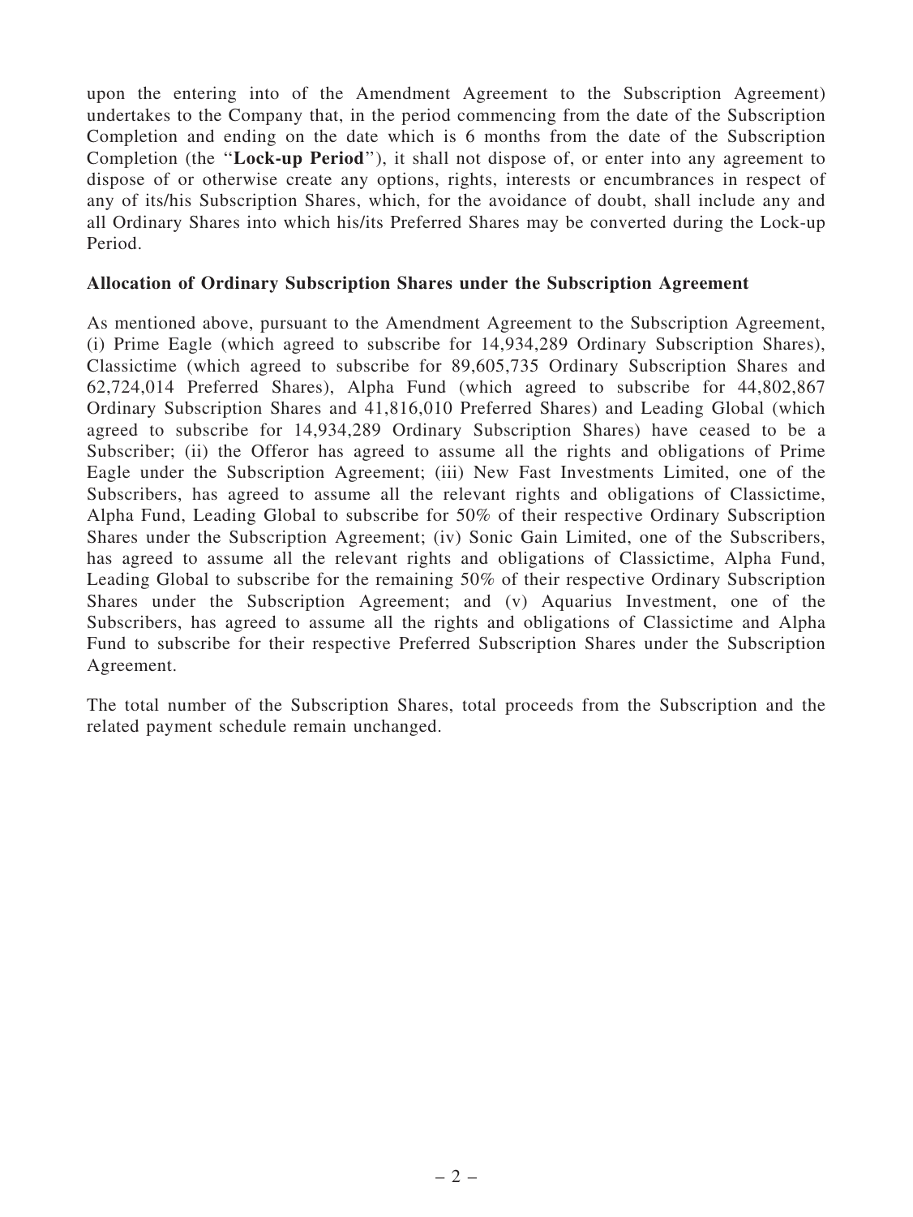upon the entering into of the Amendment Agreement to the Subscription Agreement) undertakes to the Company that, in the period commencing from the date of the Subscription Completion and ending on the date which is 6 months from the date of the Subscription Completion (the "**Lock-up Period**"), it shall not dispose of, or enter into any agreement to dispose of or otherwise create any options, rights, interests or encumbrances in respect of any of its/his Subscription Shares, which, for the avoidance of doubt, shall include any and all Ordinary Shares into which his/its Preferred Shares may be converted during the Lock-up Period.

**Allocation of Ordinary Subscription Shares under the Subscription Agreement**

As mentioned above, pursuant to the Amendment Agreement to the Subscription Agreement, (i) Prime Eagle (which agreed to subscribe for 14,934,289 Ordinary Subscription Shares), Classictime (which agreed to subscribe for 89,605,735 Ordinary Subscription Shares and 62,724,014 Preferred Shares), Alpha Fund (which agreed to subscribe for 44,802,867 Ordinary Subscription Shares and 41,816,010 Preferred Shares) and Leading Global (which agreed to subscribe for 14,934,289 Ordinary Subscription Shares) have ceased to be a Subscriber; (ii) the Offeror has agreed to assume all the rights and obligations of Prime Eagle under the Subscription Agreement; (iii) New Fast Investments Limited, one of the Subscribers, has agreed to assume all the relevant rights and obligations of Classictime, Alpha Fund, Leading Global to subscribe for 50% of their respective Ordinary Subscription Shares under the Subscription Agreement; (iv) Sonic Gain Limited, one of the Subscribers, has agreed to assume all the relevant rights and obligations of Classictime, Alpha Fund, Leading Global to subscribe for the remaining 50% of their respective Ordinary Subscription Shares under the Subscription Agreement; and (v) Aquarius Investment, one of the Subscribers, has agreed to assume all the rights and obligations of Classictime and Alpha Fund to subscribe for their respective Preferred Subscription Shares under the Subscription Agreement.

The total number of the Subscription Shares, total proceeds from the Subscription and the related payment schedule remain unchanged.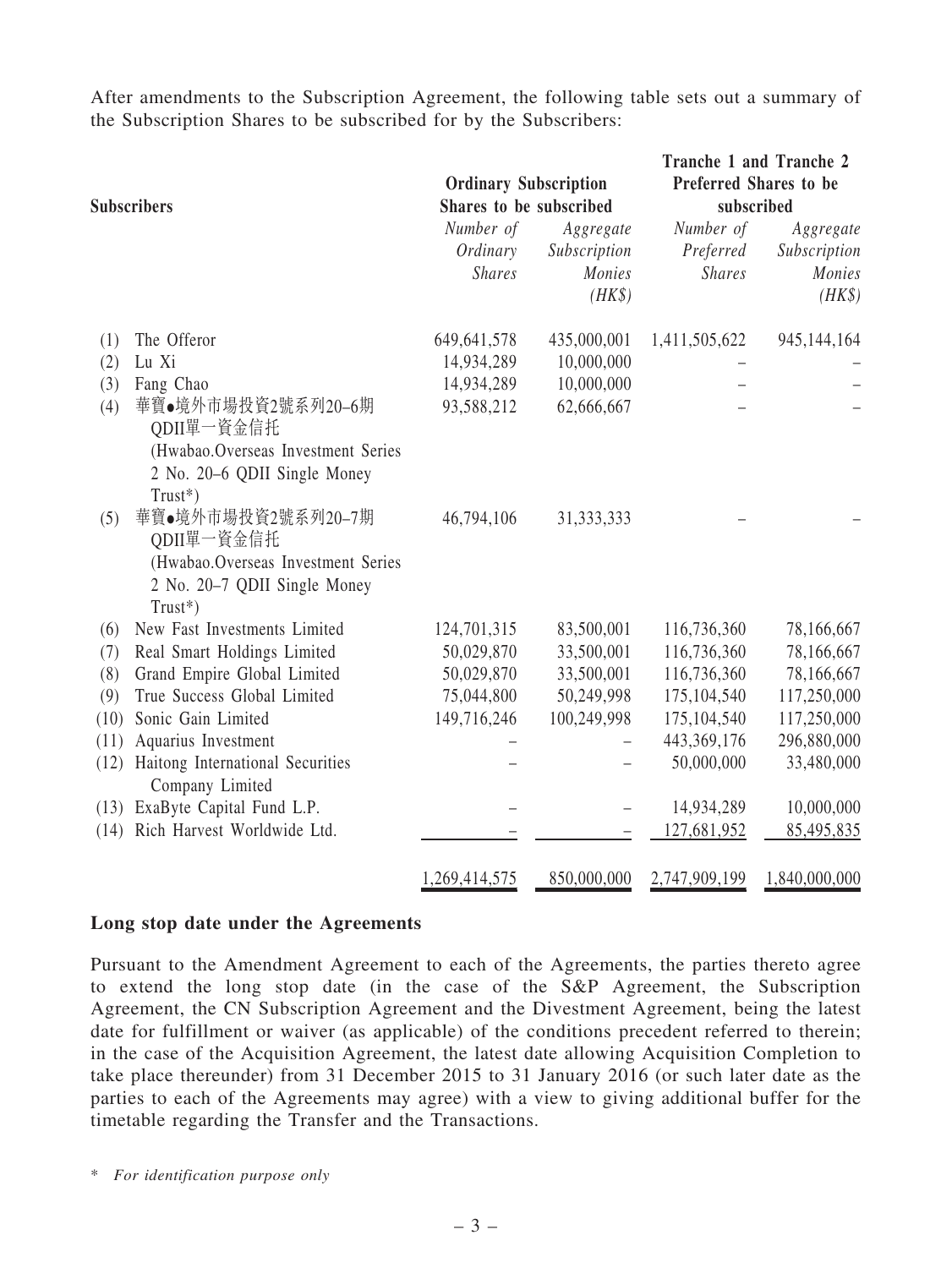After amendments to the Subscription Agreement, the following table sets out a summary of the Subscription Shares to be subscribed for by the Subscribers:

| | Subscribers | Ordinary Subscription Shares to be subscribed | | Tranche 1 and Tranche 2 Preferred Shares to be subscribed | |
|---|---|---|---|---|---|
| | | *Number of Ordinary Shares* | *Aggregate Subscription Monies (HK$)* | *Number of Preferred Shares* | *Aggregate Subscription Monies (HK$)* |
| (1) | The Offeror | 649,641,578 | 435,000,001 | 1,411,505,622 | 945,144,164 |
| (2) | Lu Xi | 14,934,289 | 10,000,000 | – | – |
| (3) | Fang Chao | 14,934,289 | 10,000,000 | – | – |
| (4) | 華寶●境外市場投資2號系列20–6期QDII單一資金信托 (Hwabao.Overseas Investment Series 2 No. 20–6 QDII Single Money Trust*) | 93,588,212 | 62,666,667 | – | – |
| (5) | 華寶●境外市場投資2號系列20–7期QDII單一資金信托 (Hwabao.Overseas Investment Series 2 No. 20–7 QDII Single Money Trust*) | 46,794,106 | 31,333,333 | – | – |
| (6) | New Fast Investments Limited | 124,701,315 | 83,500,001 | 116,736,360 | 78,166,667 |
| (7) | Real Smart Holdings Limited | 50,029,870 | 33,500,001 | 116,736,360 | 78,166,667 |
| (8) | Grand Empire Global Limited | 50,029,870 | 33,500,001 | 116,736,360 | 78,166,667 |
| (9) | True Success Global Limited | 75,044,800 | 50,249,998 | 175,104,540 | 117,250,000 |
| (10) | Sonic Gain Limited | 149,716,246 | 100,249,998 | 175,104,540 | 117,250,000 |
| (11) | Aquarius Investment | – | – | 443,369,176 | 296,880,000 |
| (12) | Haitong International Securities Company Limited | – | – | 50,000,000 | 33,480,000 |
| (13) | ExaByte Capital Fund L.P. | – | – | 14,934,289 | 10,000,000 |
| (14) | Rich Harvest Worldwide Ltd. | – | – | 127,681,952 | 85,495,835 |
| | | 1,269,414,575 | 850,000,000 | 2,747,909,199 | 1,840,000,000 |

**Long stop date under the Agreements**

Pursuant to the Amendment Agreement to each of the Agreements, the parties thereto agree to extend the long stop date (in the case of the S&P Agreement, the Subscription Agreement, the CN Subscription Agreement and the Divestment Agreement, being the latest date for fulfillment or waiver (as applicable) of the conditions precedent referred to therein; in the case of the Acquisition Agreement, the latest date allowing Acquisition Completion to take place thereunder) from 31 December 2015 to 31 January 2016 (or such later date as the parties to each of the Agreements may agree) with a view to giving additional buffer for the timetable regarding the Transfer and the Transactions.

\* *For identification purpose only*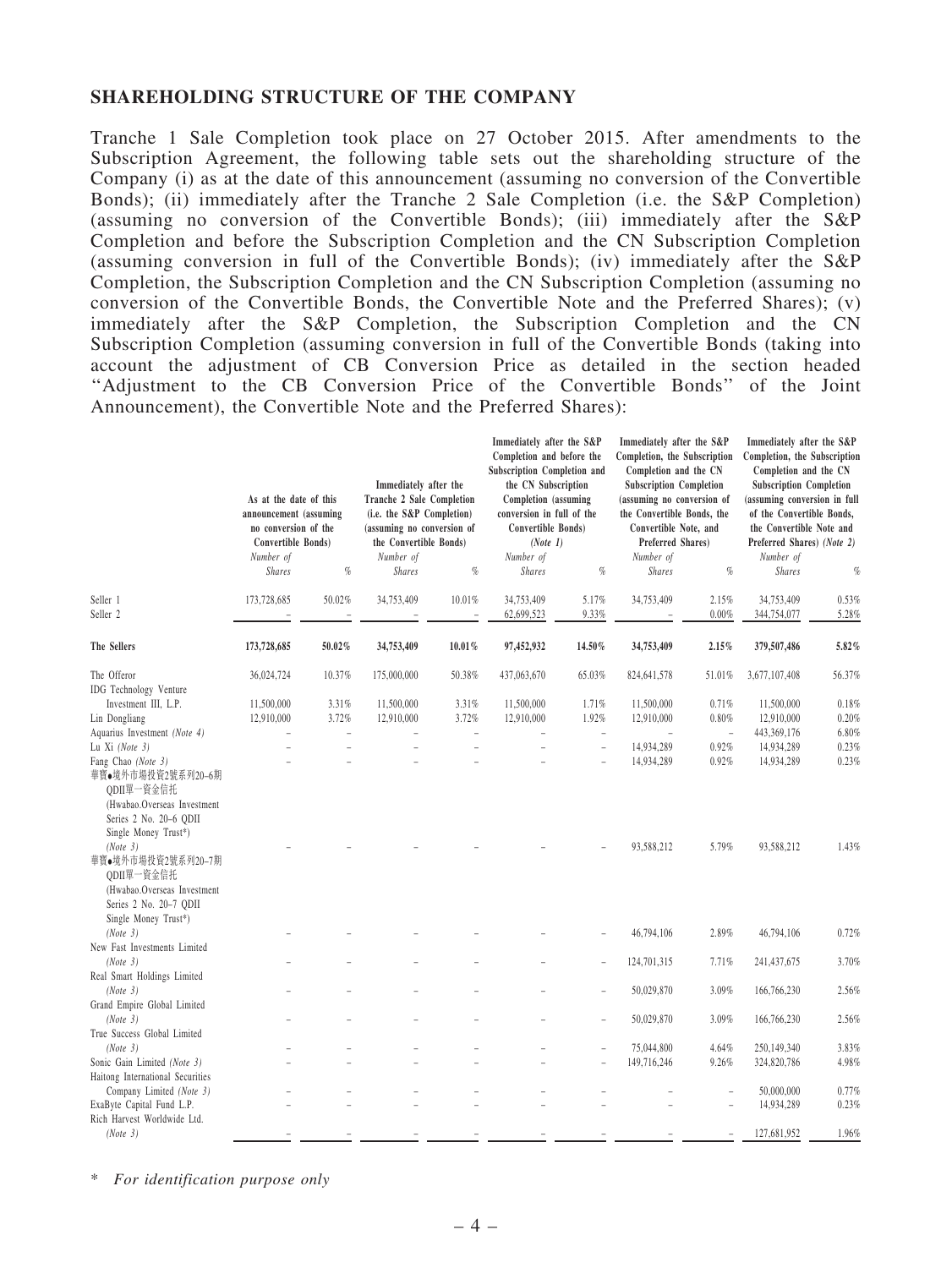## SHAREHOLDING STRUCTURE OF THE COMPANY

Tranche 1 Sale Completion took place on 27 October 2015. After amendments to the Subscription Agreement, the following table sets out the shareholding structure of the Company (i) as at the date of this announcement (assuming no conversion of the Convertible Bonds); (ii) immediately after the Tranche 2 Sale Completion (i.e. the S&P Completion) (assuming no conversion of the Convertible Bonds); (iii) immediately after the S&P Completion and before the Subscription Completion and the CN Subscription Completion (assuming conversion in full of the Convertible Bonds); (iv) immediately after the S&P Completion, the Subscription Completion and the CN Subscription Completion (assuming no conversion of the Convertible Bonds, the Convertible Note and the Preferred Shares); (v) immediately after the S&P Completion, the Subscription Completion and the CN Subscription Completion (assuming conversion in full of the Convertible Bonds (taking into account the adjustment of CB Conversion Price as detailed in the section headed "Adjustment to the CB Conversion Price of the Convertible Bonds" of the Joint Announcement), the Convertible Note and the Preferred Shares):

| | As at the date of this announcement (assuming no conversion of the Convertible Bonds) | | Immediately after the Tranche 2 Sale Completion (i.e. the S&P Completion) (assuming no conversion of the Convertible Bonds) | | Immediately after the S&P Completion and before the Subscription Completion and the CN Subscription Completion (assuming conversion in full of the Convertible Bonds) (Note 1) | | Immediately after the S&P Completion, the Subscription Completion and the CN Subscription Completion (assuming no conversion of the Convertible Bonds, the Convertible Note, and the Preferred Shares) | | Immediately after the S&P Completion, the Subscription Completion and the CN Subscription Completion (assuming conversion in full of the Convertible Bonds, the Convertible Note and Preferred Shares) (Note 2) | |
|---|---|---|---|---|---|---|---|---|---|---|
| | *Number of Shares* | *%* | *Number of Shares* | *%* | *Number of Shares* | *%* | *Number of Shares* | *%* | *Number of Shares* | *%* |
| Seller 1 | 173,728,685 | 50.02% | 34,753,409 | 10.01% | 34,753,409 | 5.17% | 34,753,409 | 2.15% | 34,753,409 | 0.53% |
| Seller 2 | – | – | – | – | 62,699,523 | 9.33% | – | 0.00% | 344,754,077 | 5.28% |
| **The Sellers** | **173,728,685** | **50.02%** | **34,753,409** | **10.01%** | **97,452,932** | **14.50%** | **34,753,409** | **2.15%** | **379,507,486** | **5.82%** |
| The Offeror | 36,024,724 | 10.37% | 175,000,000 | 50.38% | 437,063,670 | 65.03% | 824,641,578 | 51.01% | 3,677,107,408 | 56.37% |
| IDG Technology Venture Investment III, L.P. | 11,500,000 | 3.31% | 11,500,000 | 3.31% | 11,500,000 | 1.71% | 11,500,000 | 0.71% | 11,500,000 | 0.18% |
| Lin Dongliang | 12,910,000 | 3.72% | 12,910,000 | 3.72% | 12,910,000 | 1.92% | 12,910,000 | 0.80% | 12,910,000 | 0.20% |
| Aquarius Investment *(Note 4)* | – | – | – | – | – | – | – | – | 443,369,176 | 6.80% |
| Lu Xi *(Note 3)* | – | – | – | – | – | – | 14,934,289 | 0.92% | 14,934,289 | 0.23% |
| Fang Chao *(Note 3)* | – | – | – | – | – | – | 14,934,289 | 0.92% | 14,934,289 | 0.23% |
| 華寶•境外市場投資2號系列20–6期QDII單一資金信托 (Hwabao.Overseas Investment Series 2 No. 20–6 QDII Single Money Trust*) *(Note 3)* | – | – | – | – | – | – | 93,588,212 | 5.79% | 93,588,212 | 1.43% |
| 華寶•境外市場投資2號系列20–7期QDII單一資金信托 (Hwabao.Overseas Investment Series 2 No. 20–7 QDII Single Money Trust*) *(Note 3)* | – | – | – | – | – | – | 46,794,106 | 2.89% | 46,794,106 | 0.72% |
| New Fast Investments Limited *(Note 3)* | – | – | – | – | – | – | 124,701,315 | 7.71% | 241,437,675 | 3.70% |
| Real Smart Holdings Limited *(Note 3)* | – | – | – | – | – | – | 50,029,870 | 3.09% | 166,766,230 | 2.56% |
| Grand Empire Global Limited *(Note 3)* | – | – | – | – | – | – | 50,029,870 | 3.09% | 166,766,230 | 2.56% |
| True Success Global Limited *(Note 3)* | – | – | – | – | – | – | 75,044,800 | 4.64% | 250,149,340 | 3.83% |
| Sonic Gain Limited *(Note 3)* | – | – | – | – | – | – | 149,716,246 | 9.26% | 324,820,786 | 4.98% |
| Haitong International Securities Company Limited *(Note 3)* | – | – | – | – | – | – | – | – | 50,000,000 | 0.77% |
| ExaByte Capital Fund L.P. | – | – | – | – | – | – | – | – | 14,934,289 | 0.23% |
| Rich Harvest Worldwide Ltd. *(Note 3)* | – | – | – | – | – | – | – | – | 127,681,952 | 1.96% |

\* *For identification purpose only*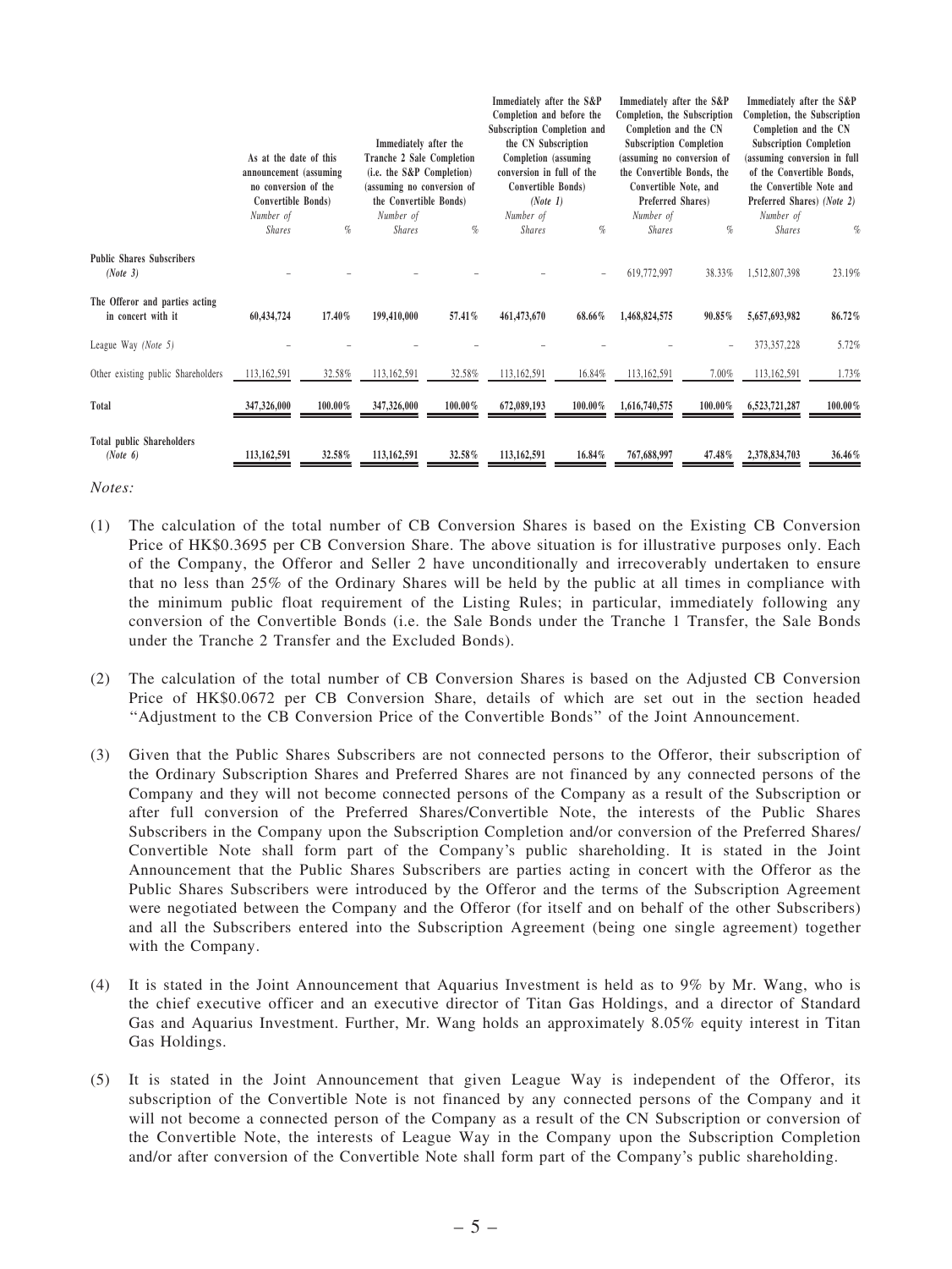| | As at the date of this announcement (assuming no conversion of the Convertible Bonds) | | Immediately after the Tranche 2 Sale Completion (i.e. the S&P Completion) (assuming no conversion of the Convertible Bonds) | | Immediately after the S&P Completion and before the Subscription Completion and the CN Subscription Completion (assuming conversion in full of the Convertible Bonds) *(Note 1)* | | Immediately after the S&P Completion, the Subscription Completion and the CN Subscription Completion (assuming no conversion of the Convertible Bonds, the Convertible Note, and Preferred Shares) | | Immediately after the S&P Completion, the Subscription Completion and the CN Subscription Completion (assuming conversion in full of the Convertible Bonds, the Convertible Note and Preferred Shares) *(Note 2)* | |
|---|---|---|---|---|---|---|---|---|---|---|
| | *Number of Shares* | *%* | *Number of Shares* | *%* | *Number of Shares* | *%* | *Number of Shares* | *%* | *Number of Shares* | *%* |
| **Public Shares Subscribers** *(Note 3)* | – | – | – | – | – | – | 619,772,997 | 38.33% | 1,512,807,398 | 23.19% |
| **The Offeror and parties acting in concert with it** | **60,434,724** | **17.40%** | **199,410,000** | **57.41%** | **461,473,670** | **68.66%** | **1,468,824,575** | **90.85%** | **5,657,693,982** | **86.72%** |
| League Way *(Note 5)* | – | – | – | – | – | – | – | – | 373,357,228 | 5.72% |
| Other existing public Shareholders | 113,162,591 | 32.58% | 113,162,591 | 32.58% | 113,162,591 | 16.84% | 113,162,591 | 7.00% | 113,162,591 | 1.73% |
| **Total** | **347,326,000** | **100.00%** | **347,326,000** | **100.00%** | **672,089,193** | **100.00%** | **1,616,740,575** | **100.00%** | **6,523,721,287** | **100.00%** |
| **Total public Shareholders** *(Note 6)* | **113,162,591** | **32.58%** | **113,162,591** | **32.58%** | **113,162,591** | **16.84%** | **767,688,997** | **47.48%** | **2,378,834,703** | **36.46%** |

*Notes:*

(1) The calculation of the total number of CB Conversion Shares is based on the Existing CB Conversion Price of HK$0.3695 per CB Conversion Share. The above situation is for illustrative purposes only. Each of the Company, the Offeror and Seller 2 have unconditionally and irrecoverably undertaken to ensure that no less than 25% of the Ordinary Shares will be held by the public at all times in compliance with the minimum public float requirement of the Listing Rules; in particular, immediately following any conversion of the Convertible Bonds (i.e. the Sale Bonds under the Tranche 1 Transfer, the Sale Bonds under the Tranche 2 Transfer and the Excluded Bonds).

(2) The calculation of the total number of CB Conversion Shares is based on the Adjusted CB Conversion Price of HK$0.0672 per CB Conversion Share, details of which are set out in the section headed "Adjustment to the CB Conversion Price of the Convertible Bonds" of the Joint Announcement.

(3) Given that the Public Shares Subscribers are not connected persons to the Offeror, their subscription of the Ordinary Subscription Shares and Preferred Shares are not financed by any connected persons of the Company and they will not become connected persons of the Company as a result of the Subscription or after full conversion of the Preferred Shares/Convertible Note, the interests of the Public Shares Subscribers in the Company upon the Subscription Completion and/or conversion of the Preferred Shares/ Convertible Note shall form part of the Company's public shareholding. It is stated in the Joint Announcement that the Public Shares Subscribers are parties acting in concert with the Offeror as the Public Shares Subscribers were introduced by the Offeror and the terms of the Subscription Agreement were negotiated between the Company and the Offeror (for itself and on behalf of the other Subscribers) and all the Subscribers entered into the Subscription Agreement (being one single agreement) together with the Company.

(4) It is stated in the Joint Announcement that Aquarius Investment is held as to 9% by Mr. Wang, who is the chief executive officer and an executive director of Titan Gas Holdings, and a director of Standard Gas and Aquarius Investment. Further, Mr. Wang holds an approximately 8.05% equity interest in Titan Gas Holdings.

(5) It is stated in the Joint Announcement that given League Way is independent of the Offeror, its subscription of the Convertible Note is not financed by any connected persons of the Company and it will not become a connected person of the Company as a result of the CN Subscription or conversion of the Convertible Note, the interests of League Way in the Company upon the Subscription Completion and/or after conversion of the Convertible Note shall form part of the Company's public shareholding.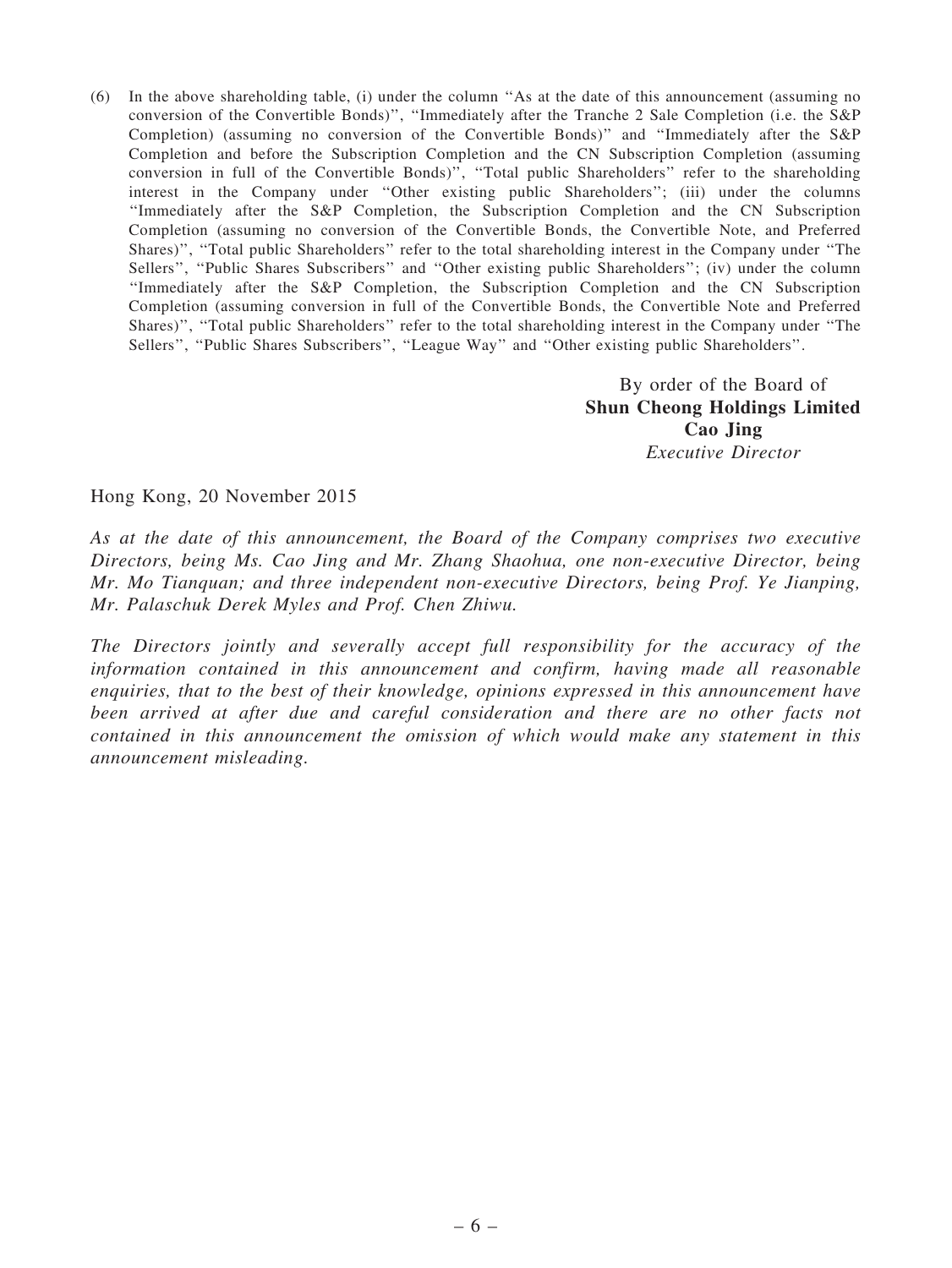(6) In the above shareholding table, (i) under the column "As at the date of this announcement (assuming no conversion of the Convertible Bonds)", "Immediately after the Tranche 2 Sale Completion (i.e. the S&P Completion) (assuming no conversion of the Convertible Bonds)" and "Immediately after the S&P Completion and before the Subscription Completion and the CN Subscription Completion (assuming conversion in full of the Convertible Bonds)", "Total public Shareholders" refer to the shareholding interest in the Company under "Other existing public Shareholders"; (iii) under the columns "Immediately after the S&P Completion, the Subscription Completion and the CN Subscription Completion (assuming no conversion of the Convertible Bonds, the Convertible Note, and Preferred Shares)", "Total public Shareholders" refer to the total shareholding interest in the Company under "The Sellers", "Public Shares Subscribers" and "Other existing public Shareholders"; (iv) under the column "Immediately after the S&P Completion, the Subscription Completion and the CN Subscription Completion (assuming conversion in full of the Convertible Bonds, the Convertible Note and Preferred Shares)", "Total public Shareholders" refer to the total shareholding interest in the Company under "The Sellers", "Public Shares Subscribers", "League Way" and "Other existing public Shareholders".

By order of the Board of
**Shun Cheong Holdings Limited**
**Cao Jing**
*Executive Director*

Hong Kong, 20 November 2015

*As at the date of this announcement, the Board of the Company comprises two executive Directors, being Ms. Cao Jing and Mr. Zhang Shaohua, one non-executive Director, being Mr. Mo Tianquan; and three independent non-executive Directors, being Prof. Ye Jianping, Mr. Palaschuk Derek Myles and Prof. Chen Zhiwu.*

*The Directors jointly and severally accept full responsibility for the accuracy of the information contained in this announcement and confirm, having made all reasonable enquiries, that to the best of their knowledge, opinions expressed in this announcement have been arrived at after due and careful consideration and there are no other facts not contained in this announcement the omission of which would make any statement in this announcement misleading.*